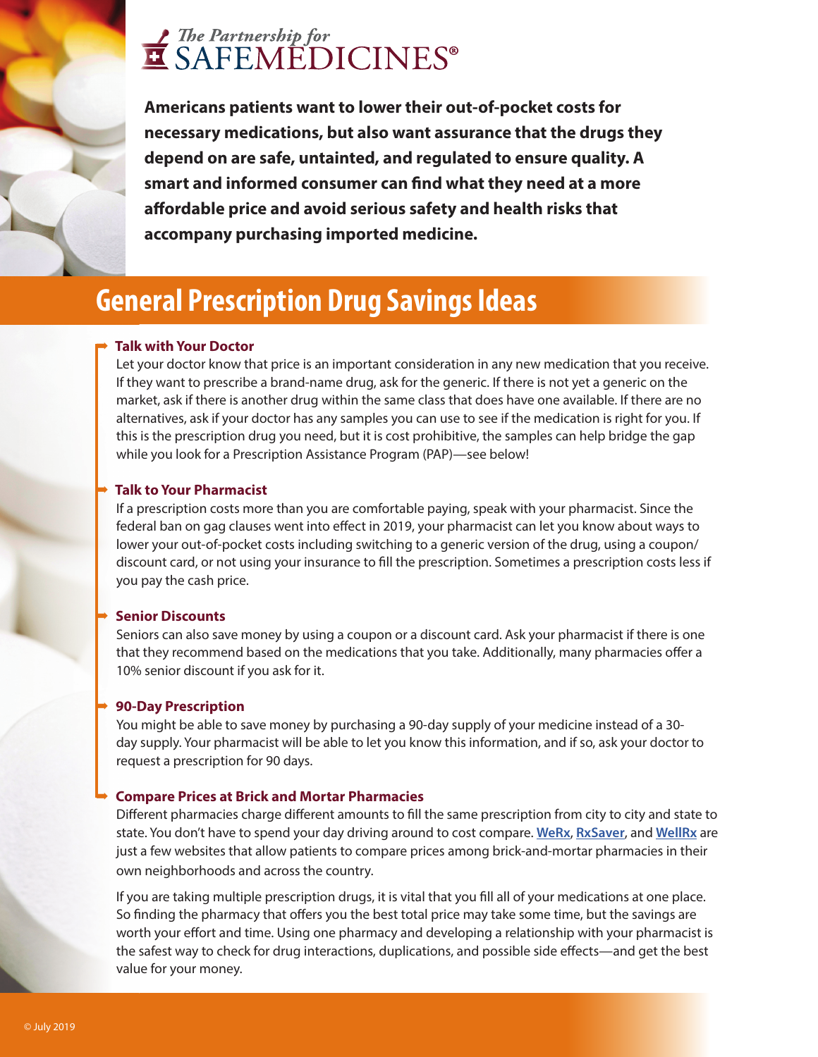The Partnership for SAFEMEDICINES®

**Americans patients want to lower their out-of-pocket costs for necessary medications, but also want assurance that the drugs they depend on are safe, untainted, and regulated to ensure quality. A smart and informed consumer can find what they need at a more affordable price and avoid serious safety and health risks that accompany purchasing imported medicine.**

## General Prescription Drug Savings Ideas

### Talk with Your Doctor

Let your doctor know that price is an important consideration in any new medication that you receive. If they want to prescribe a brand-name drug, ask for the generic. If there is not yet a generic on the market, ask if there is another drug within the same class that does have one available. If there are no alternatives, ask if your doctor has any samples you can use to see if the medication is right for you. If this is the prescription drug you need, but it is cost prohibitive, the samples can help bridge the gap while you look for a Prescription Assistance Program (PAP)—see below!

### Talk to Your Pharmacist

If a prescription costs more than you are comfortable paying, speak with your pharmacist. Since the federal ban on gag clauses went into effect in 2019, your pharmacist can let you know about ways to lower your out-of-pocket costs including switching to a generic version of the drug, using a coupon/discount card, or not using your insurance to fill the prescription. Sometimes a prescription costs less if you pay the cash price.

### Senior Discounts

Seniors can also save money by using a coupon or a discount card. Ask your pharmacist if there is one that they recommend based on the medications that you take. Additionally, many pharmacies offer a 10% senior discount if you ask for it.

### 90-Day Prescription

You might be able to save money by purchasing a 90-day supply of your medicine instead of a 30-day supply. Your pharmacist will be able to let you know this information, and if so, ask your doctor to request a prescription for 90 days.

### Compare Prices at Brick and Mortar Pharmacies

Different pharmacies charge different amounts to fill the same prescription from city to city and state to state. You don't have to spend your day driving around to cost compare. **WeRx**, **RxSaver**, and **WellRx** are just a few websites that allow patients to compare prices among brick-and-mortar pharmacies in their own neighborhoods and across the country.

If you are taking multiple prescription drugs, it is vital that you fill all of your medications at one place. So finding the pharmacy that offers you the best total price may take some time, but the savings are worth your effort and time. Using one pharmacy and developing a relationship with your pharmacist is the safest way to check for drug interactions, duplications, and possible side effects—and get the best value for your money.

© July 2019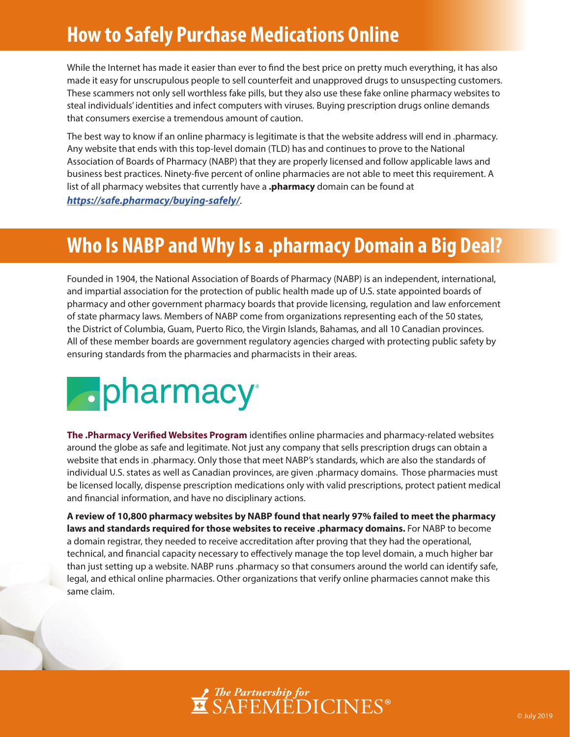# How to Safely Purchase Medications Online

While the Internet has made it easier than ever to find the best price on pretty much everything, it has also made it easy for unscrupulous people to sell counterfeit and unapproved drugs to unsuspecting customers. These scammers not only sell worthless fake pills, but they also use these fake online pharmacy websites to steal individuals' identities and infect computers with viruses. Buying prescription drugs online demands that consumers exercise a tremendous amount of caution.

The best way to know if an online pharmacy is legitimate is that the website address will end in .pharmacy. Any website that ends with this top-level domain (TLD) has and continues to prove to the National Association of Boards of Pharmacy (NABP) that they are properly licensed and follow applicable laws and business best practices. Ninety-five percent of online pharmacies are not able to meet this requirement. A list of all pharmacy websites that currently have a **.pharmacy** domain can be found at ***https://safe.pharmacy/buying-safely/***.

# Who Is NABP and Why Is a .pharmacy Domain a Big Deal?

Founded in 1904, the National Association of Boards of Pharmacy (NABP) is an independent, international, and impartial association for the protection of public health made up of U.S. state appointed boards of pharmacy and other government pharmacy boards that provide licensing, regulation and law enforcement of state pharmacy laws. Members of NABP come from organizations representing each of the 50 states, the District of Columbia, Guam, Puerto Rico, the Virgin Islands, Bahamas, and all 10 Canadian provinces. All of these member boards are government regulatory agencies charged with protecting public safety by ensuring standards from the pharmacies and pharmacists in their areas.

.pharmacy®

**The .Pharmacy Verified Websites Program** identifies online pharmacies and pharmacy-related websites around the globe as safe and legitimate. Not just any company that sells prescription drugs can obtain a website that ends in .pharmacy. Only those that meet NABP's standards, which are also the standards of individual U.S. states as well as Canadian provinces, are given .pharmacy domains. Those pharmacies must be licensed locally, dispense prescription medications only with valid prescriptions, protect patient medical and financial information, and have no disciplinary actions.

**A review of 10,800 pharmacy websites by NABP found that nearly 97% failed to meet the pharmacy laws and standards required for those websites to receive .pharmacy domains.** For NABP to become a domain registrar, they needed to receive accreditation after proving that they had the operational, technical, and financial capacity necessary to effectively manage the top level domain, a much higher bar than just setting up a website. NABP runs .pharmacy so that consumers around the world can identify safe, legal, and ethical online pharmacies. Other organizations that verify online pharmacies cannot make this same claim.

The Partnership for SAFEMEDICINES®

© July 2019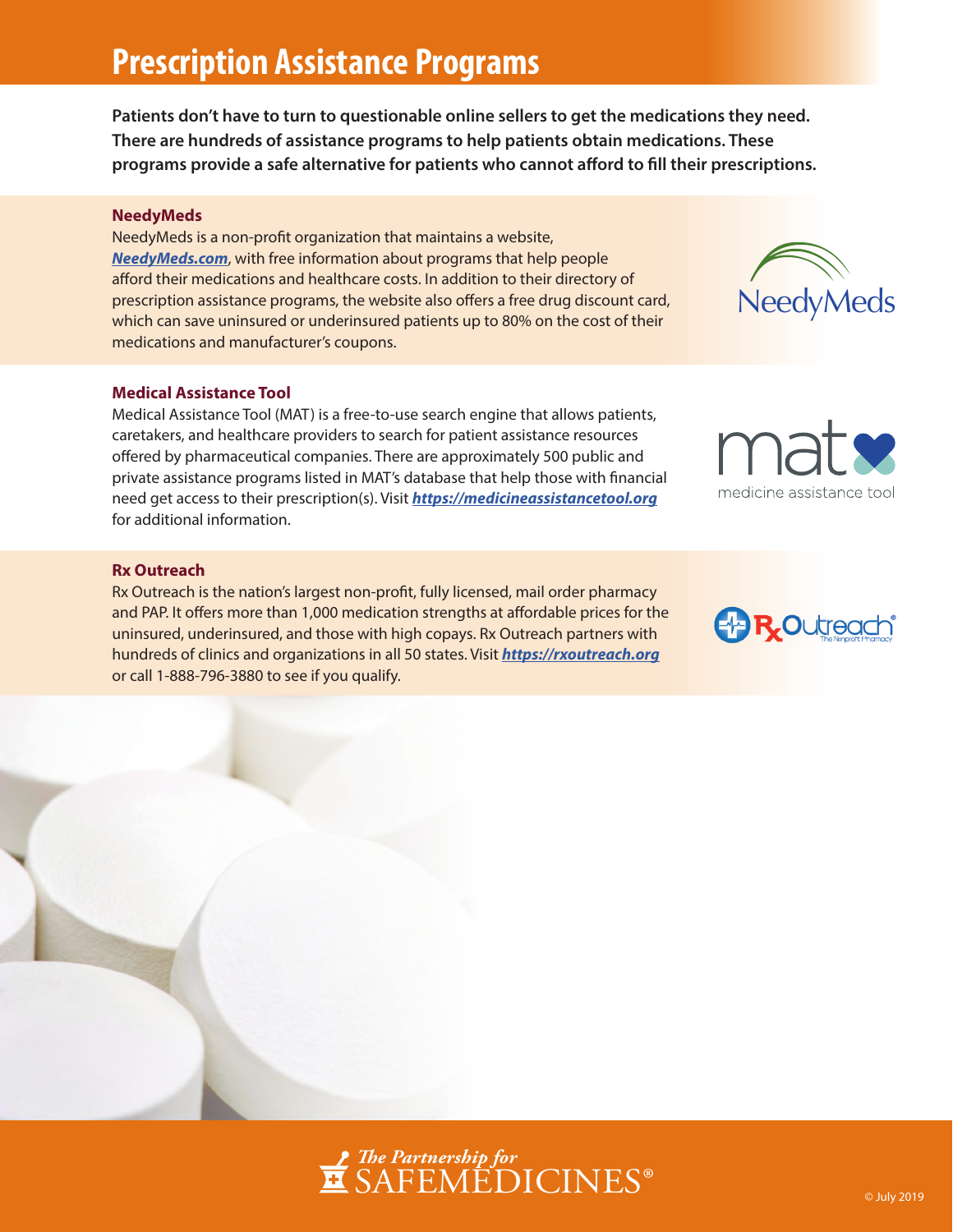# Prescription Assistance Programs

**Patients don't have to turn to questionable online sellers to get the medications they need. There are hundreds of assistance programs to help patients obtain medications. These programs provide a safe alternative for patients who cannot afford to fill their prescriptions.**

### NeedyMeds

NeedyMeds is a non-profit organization that maintains a website, ***NeedyMeds.com***, with free information about programs that help people afford their medications and healthcare costs. In addition to their directory of prescription assistance programs, the website also offers a free drug discount card, which can save uninsured or underinsured patients up to 80% on the cost of their medications and manufacturer's coupons.

### Medical Assistance Tool

Medical Assistance Tool (MAT) is a free-to-use search engine that allows patients, caretakers, and healthcare providers to search for patient assistance resources offered by pharmaceutical companies. There are approximately 500 public and private assistance programs listed in MAT's database that help those with financial need get access to their prescription(s). Visit ***https://medicineassistancetool.org*** for additional information.

### Rx Outreach

Rx Outreach is the nation's largest non-profit, fully licensed, mail order pharmacy and PAP. It offers more than 1,000 medication strengths at affordable prices for the uninsured, underinsured, and those with high copays. Rx Outreach partners with hundreds of clinics and organizations in all 50 states. Visit ***https://rxoutreach.org*** or call 1-888-796-3880 to see if you qualify.

The Partnership for SAFEMEDICINES®

© July 2019